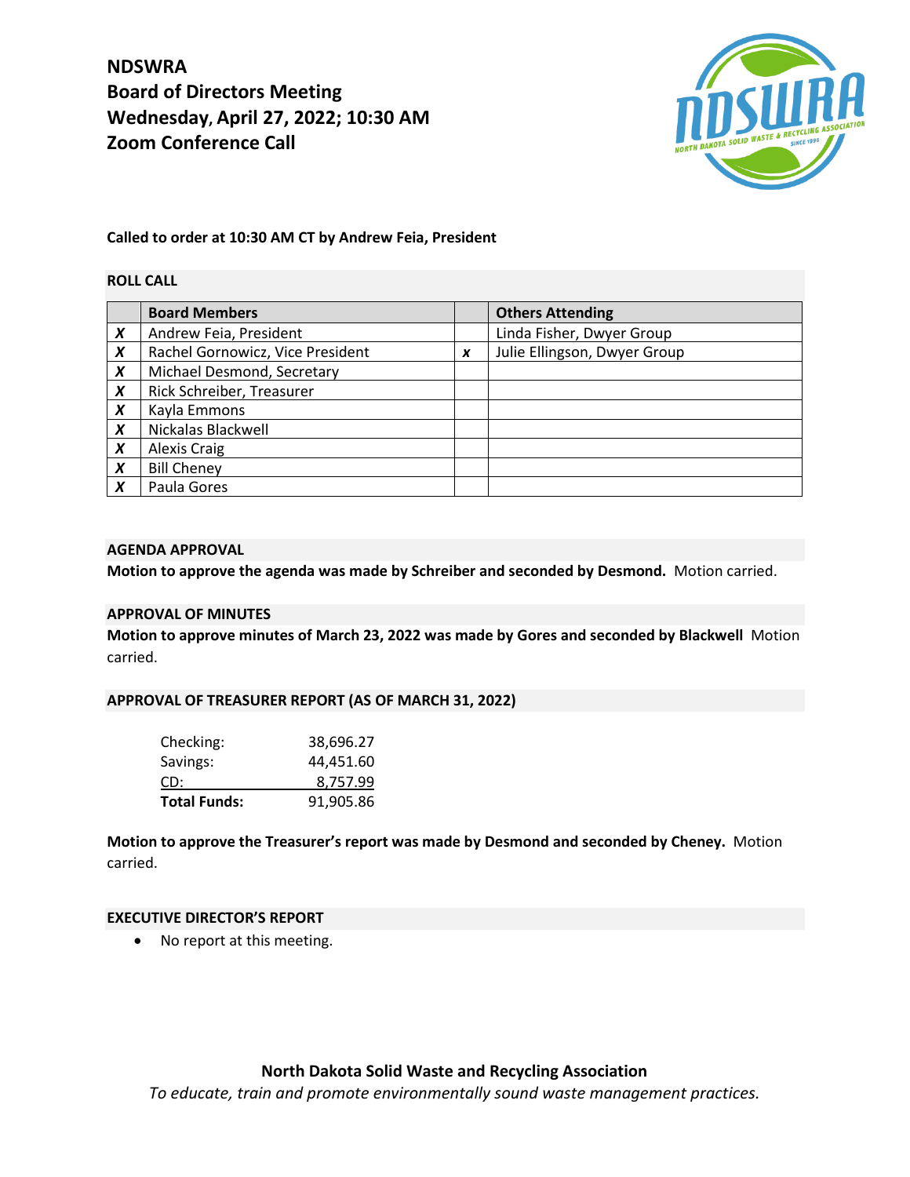# NDSWRA
## Board of Directors Meeting
## Wednesday, April 27, 2022; 10:30 AM
## Zoom Conference Call

**Called to order at 10:30 AM CT by Andrew Feia, President**

### ROLL CALL

| | Board Members | | Others Attending |
|---|---|---|---|
| *X* | Andrew Feia, President | | Linda Fisher, Dwyer Group |
| *X* | Rachel Gornowicz, Vice President | *x* | Julie Ellingson, Dwyer Group |
| *X* | Michael Desmond, Secretary | | |
| *X* | Rick Schreiber, Treasurer | | |
| *X* | Kayla Emmons | | |
| *X* | Nickalas Blackwell | | |
| *X* | Alexis Craig | | |
| *X* | Bill Cheney | | |
| *X* | Paula Gores | | |

### AGENDA APPROVAL

**Motion to approve the agenda was made by Schreiber and seconded by Desmond.** Motion carried.

### APPROVAL OF MINUTES

**Motion to approve minutes of March 23, 2022 was made by Gores and seconded by Blackwell** Motion carried.

### APPROVAL OF TREASURER REPORT (AS OF MARCH 31, 2022)

| | |
|---|---|
| Checking: | 38,696.27 |
| Savings: | 44,451.60 |
| CD: | 8,757.99 |
| **Total Funds:** | 91,905.86 |

**Motion to approve the Treasurer's report was made by Desmond and seconded by Cheney.** Motion carried.

### EXECUTIVE DIRECTOR'S REPORT

- No report at this meeting.

**North Dakota Solid Waste and Recycling Association**

*To educate, train and promote environmentally sound waste management practices.*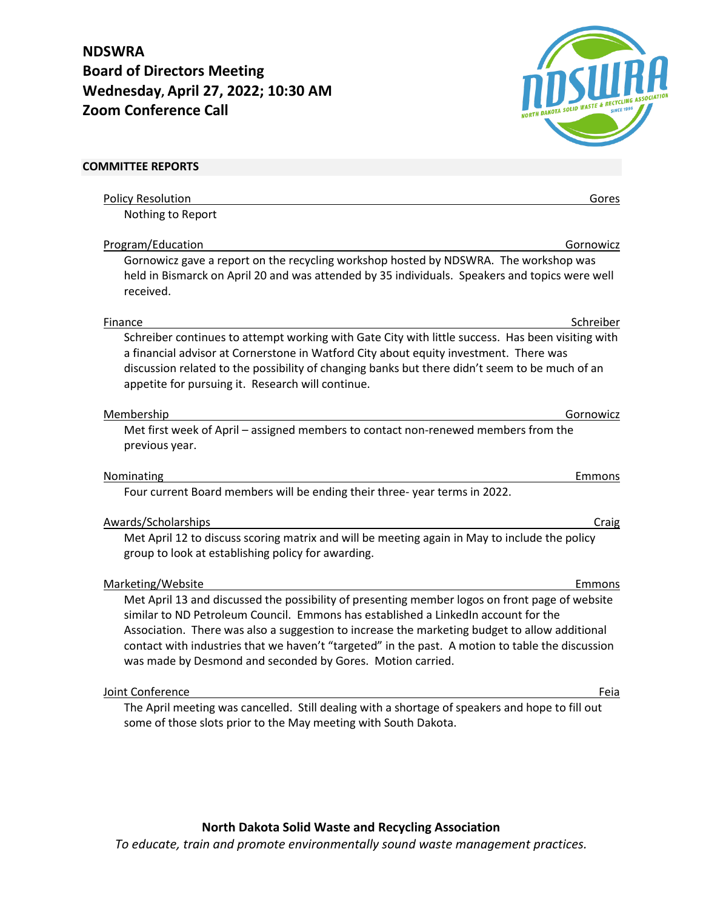**NDSWRA**
**Board of Directors Meeting**
**Wednesday, April 27, 2022; 10:30 AM**
**Zoom Conference Call**

## COMMITTEE REPORTS

**Policy Resolution** — Gores

Nothing to Report

**Program/Education** — Gornowicz

Gornowicz gave a report on the recycling workshop hosted by NDSWRA. The workshop was held in Bismarck on April 20 and was attended by 35 individuals. Speakers and topics were well received.

**Finance** — Schreiber

Schreiber continues to attempt working with Gate City with little success. Has been visiting with a financial advisor at Cornerstone in Watford City about equity investment. There was discussion related to the possibility of changing banks but there didn't seem to be much of an appetite for pursuing it. Research will continue.

**Membership** — Gornowicz

Met first week of April – assigned members to contact non-renewed members from the previous year.

**Nominating** — Emmons

Four current Board members will be ending their three- year terms in 2022.

**Awards/Scholarships** — Craig

Met April 12 to discuss scoring matrix and will be meeting again in May to include the policy group to look at establishing policy for awarding.

**Marketing/Website** — Emmons

Met April 13 and discussed the possibility of presenting member logos on front page of website similar to ND Petroleum Council. Emmons has established a LinkedIn account for the Association. There was also a suggestion to increase the marketing budget to allow additional contact with industries that we haven't "targeted" in the past. A motion to table the discussion was made by Desmond and seconded by Gores. Motion carried.

**Joint Conference** — Feia

The April meeting was cancelled. Still dealing with a shortage of speakers and hope to fill out some of those slots prior to the May meeting with South Dakota.

**North Dakota Solid Waste and Recycling Association**
*To educate, train and promote environmentally sound waste management practices.*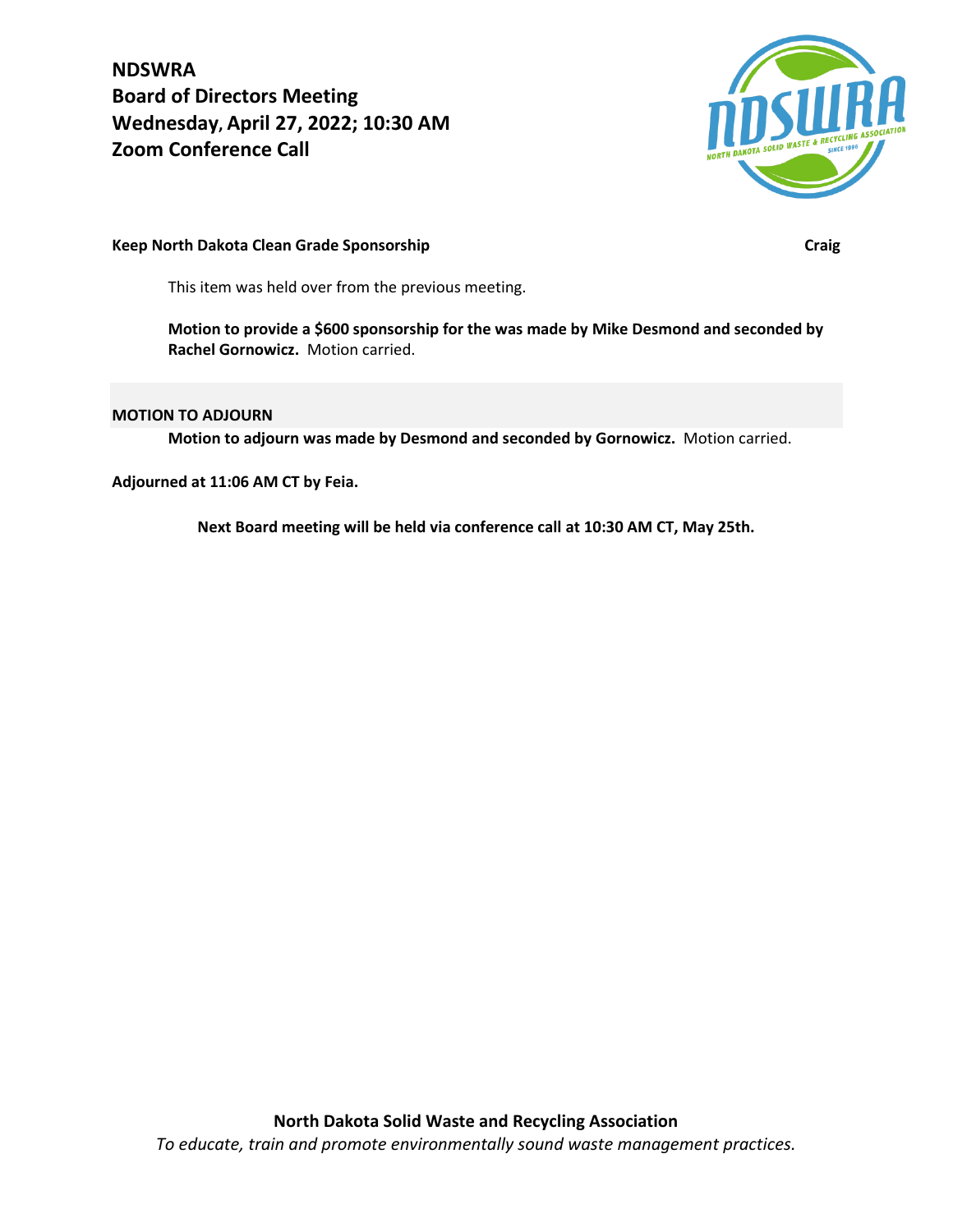**NDSWRA**
**Board of Directors Meeting**
**Wednesday, April 27, 2022; 10:30 AM**
**Zoom Conference Call**

**Keep North Dakota Clean Grade Sponsorship** **Craig**

This item was held over from the previous meeting.

**Motion to provide a $600 sponsorship for the was made by Mike Desmond and seconded by Rachel Gornowicz.** Motion carried.

**MOTION TO ADJOURN**

**Motion to adjourn was made by Desmond and seconded by Gornowicz.** Motion carried.

**Adjourned at 11:06 AM CT by Feia.**

**Next Board meeting will be held via conference call at 10:30 AM CT, May 25th.**

**North Dakota Solid Waste and Recycling Association**
*To educate, train and promote environmentally sound waste management practices.*